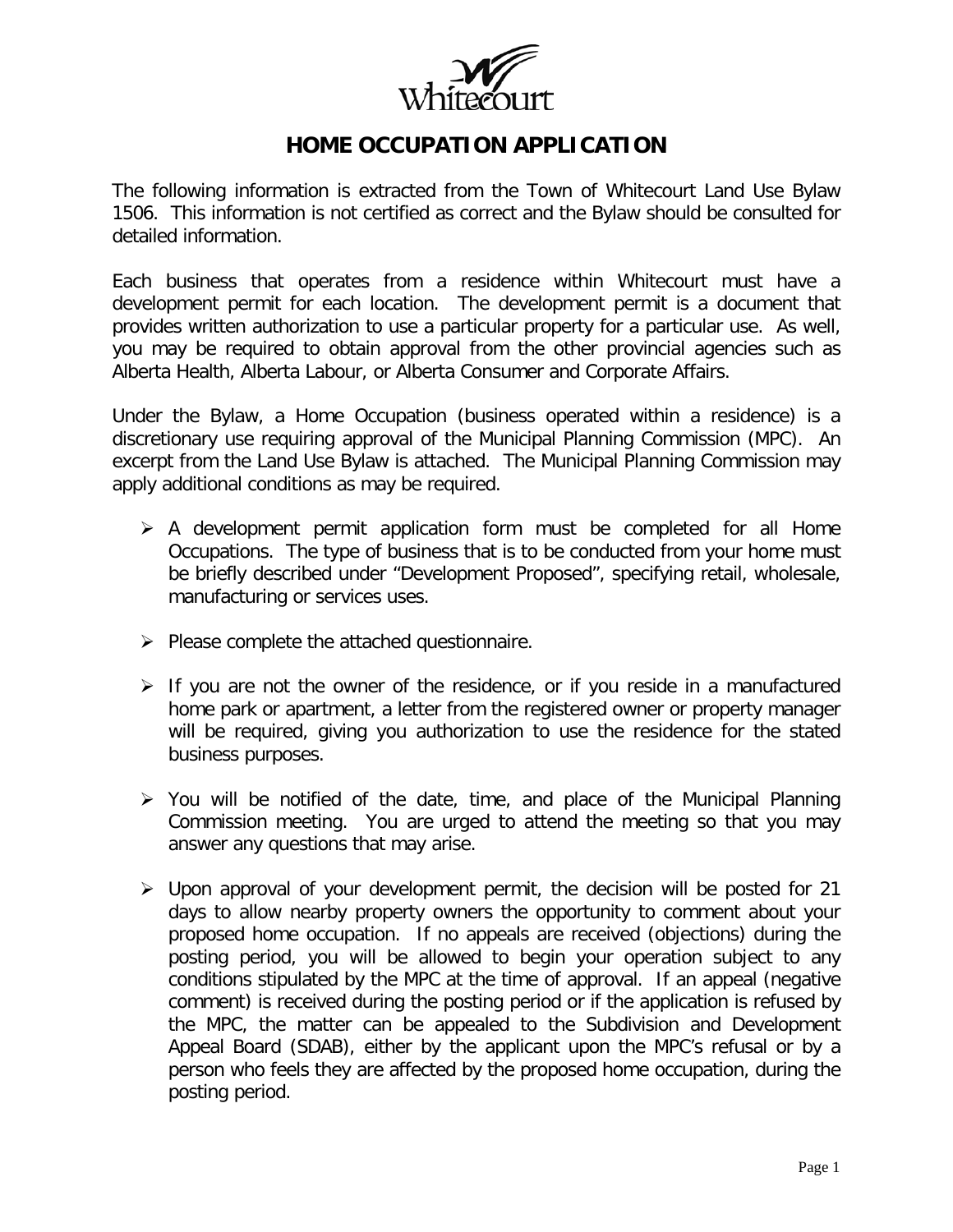# HOME OCCUPATION APPLICATION

The following information is extracted from the Town of Whitecourt Land Use Bylaw 1506. This information is not certified as correct and the Bylaw should be consulted for detailed information.

Each business that operates from a residence within Whitecourt must have a development permit for each location. The development permit is a document that provides written authorization to use a particular property for a particular use. As well, you may be required to obtain approval from the other provincial agencies such as Alberta Health, Alberta Labour, or Alberta Consumer and Corporate Affairs.

Under the Bylaw, a Home Occupation (business operated within a residence) is a discretionary use requiring approval of the Municipal Planning Commission (MPC). An excerpt from the Land Use Bylaw is attached. The Municipal Planning Commission may apply additional conditions as may be required.

- A development permit application form must be completed for all Home Occupations. The type of business that is to be conducted from your home must be briefly described under "Development Proposed", specifying retail, wholesale, manufacturing or services uses.
- Please complete the attached questionnaire.
- If you are not the owner of the residence, or if you reside in a manufactured home park or apartment, a letter from the registered owner or property manager will be required, giving you authorization to use the residence for the stated business purposes.
- You will be notified of the date, time, and place of the Municipal Planning Commission meeting. You are urged to attend the meeting so that you may answer any questions that may arise.
- Upon approval of your development permit, the decision will be posted for 21 days to allow nearby property owners the opportunity to comment about your proposed home occupation. If no appeals are received (objections) during the posting period, you will be allowed to begin your operation subject to any conditions stipulated by the MPC at the time of approval. If an appeal (negative comment) is received during the posting period or if the application is refused by the MPC, the matter can be appealed to the Subdivision and Development Appeal Board (SDAB), either by the applicant upon the MPC's refusal or by a person who feels they are affected by the proposed home occupation, during the posting period.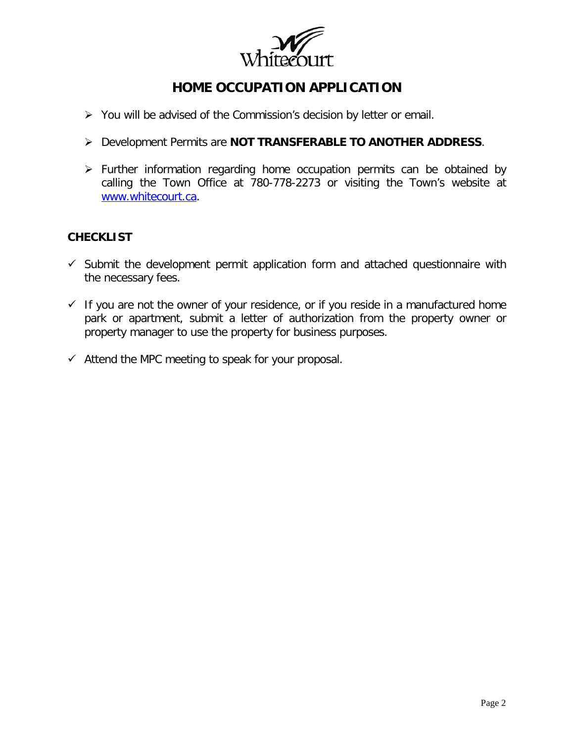# HOME OCCUPATION APPLICATION

- You will be advised of the Commission's decision by letter or email.
- Development Permits are **NOT TRANSFERABLE TO ANOTHER ADDRESS**.
- Further information regarding home occupation permits can be obtained by calling the Town Office at 780-778-2273 or visiting the Town's website at www.whitecourt.ca.

## CHECKLIST

- ✓ Submit the development permit application form and attached questionnaire with the necessary fees.
- ✓ If you are not the owner of your residence, or if you reside in a manufactured home park or apartment, submit a letter of authorization from the property owner or property manager to use the property for business purposes.
- ✓ Attend the MPC meeting to speak for your proposal.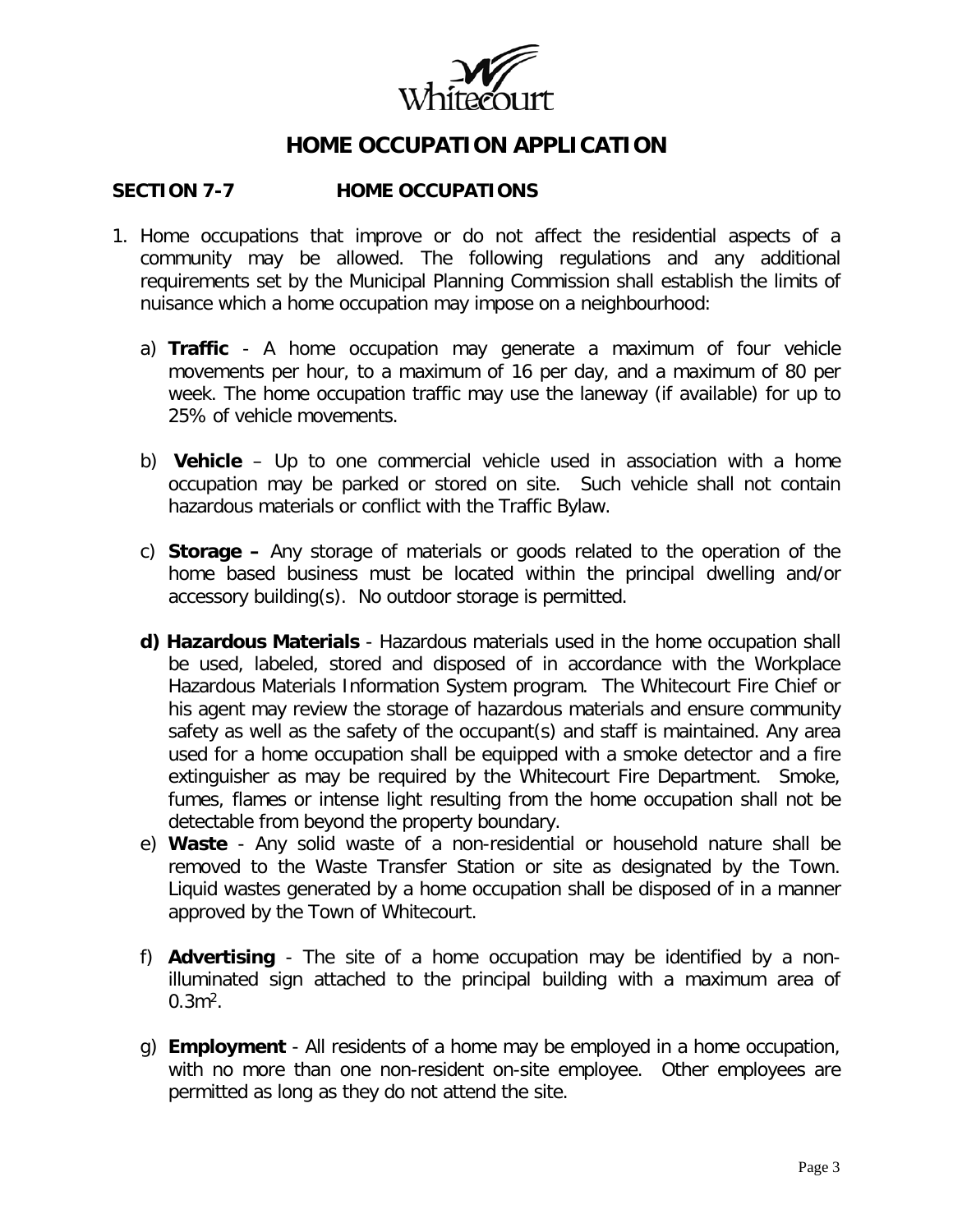# HOME OCCUPATION APPLICATION

## SECTION 7-7 HOME OCCUPATIONS

1. Home occupations that improve or do not affect the residential aspects of a community may be allowed. The following regulations and any additional requirements set by the Municipal Planning Commission shall establish the limits of nuisance which a home occupation may impose on a neighbourhood:

   a) **Traffic** - A home occupation may generate a maximum of four vehicle movements per hour, to a maximum of 16 per day, and a maximum of 80 per week. The home occupation traffic may use the laneway (if available) for up to 25% of vehicle movements.

   b) **Vehicle** – Up to one commercial vehicle used in association with a home occupation may be parked or stored on site. Such vehicle shall not contain hazardous materials or conflict with the Traffic Bylaw.

   c) **Storage –** Any storage of materials or goods related to the operation of the home based business must be located within the principal dwelling and/or accessory building(s). No outdoor storage is permitted.

   **d) Hazardous Materials** - Hazardous materials used in the home occupation shall be used, labeled, stored and disposed of in accordance with the Workplace Hazardous Materials Information System program. The Whitecourt Fire Chief or his agent may review the storage of hazardous materials and ensure community safety as well as the safety of the occupant(s) and staff is maintained. Any area used for a home occupation shall be equipped with a smoke detector and a fire extinguisher as may be required by the Whitecourt Fire Department. Smoke, fumes, flames or intense light resulting from the home occupation shall not be detectable from beyond the property boundary.

   e) **Waste** - Any solid waste of a non-residential or household nature shall be removed to the Waste Transfer Station or site as designated by the Town. Liquid wastes generated by a home occupation shall be disposed of in a manner approved by the Town of Whitecourt.

   f) **Advertising** - The site of a home occupation may be identified by a non-illuminated sign attached to the principal building with a maximum area of $0.3m^2$.

   g) **Employment** - All residents of a home may be employed in a home occupation, with no more than one non-resident on-site employee. Other employees are permitted as long as they do not attend the site.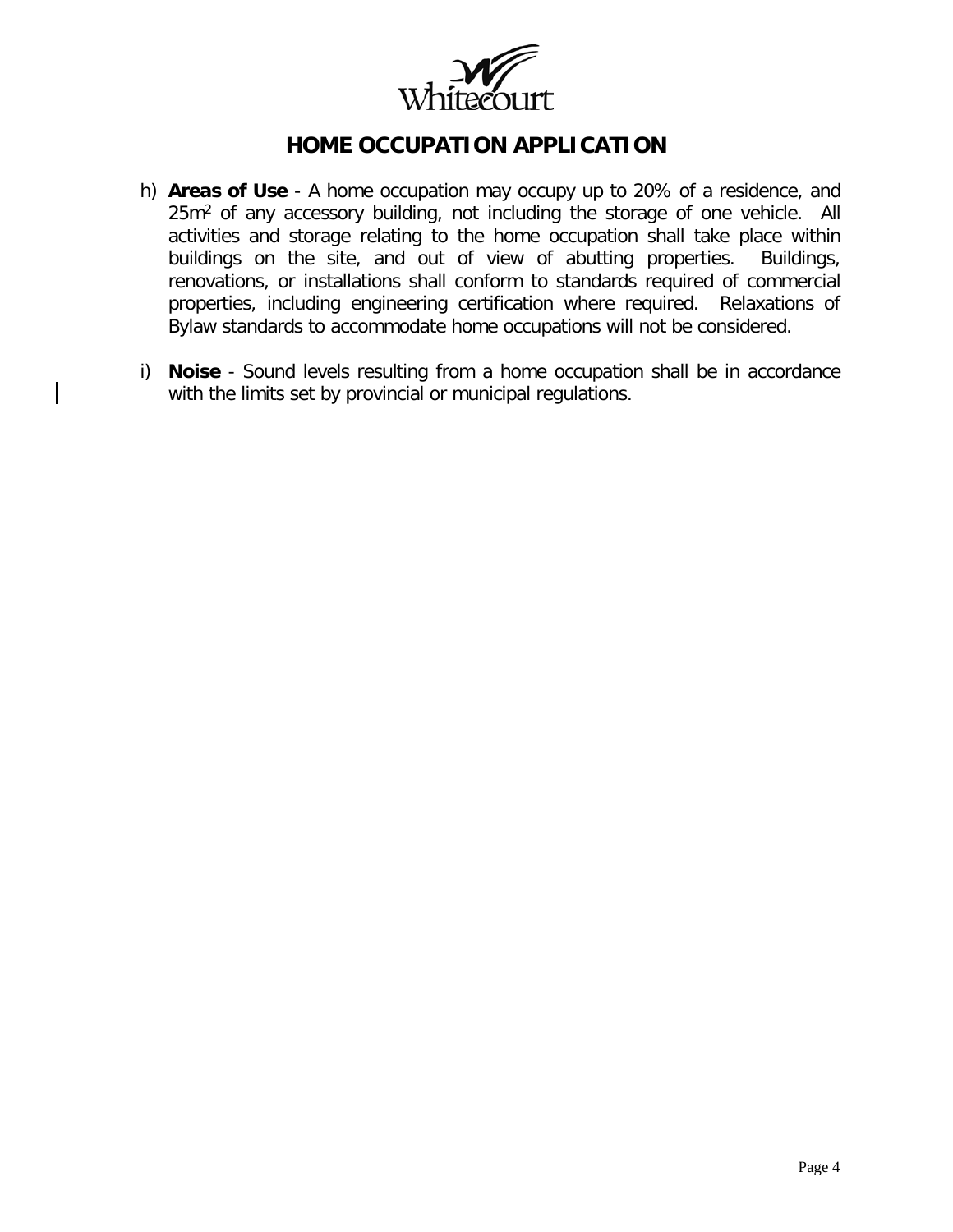# HOME OCCUPATION APPLICATION

h) **Areas of Use** - A home occupation may occupy up to 20% of a residence, and $25m^2$ of any accessory building, not including the storage of one vehicle. All activities and storage relating to the home occupation shall take place within buildings on the site, and out of view of abutting properties. Buildings, renovations, or installations shall conform to standards required of commercial properties, including engineering certification where required. Relaxations of Bylaw standards to accommodate home occupations will not be considered.

i) **Noise** - Sound levels resulting from a home occupation shall be in accordance with the limits set by provincial or municipal regulations.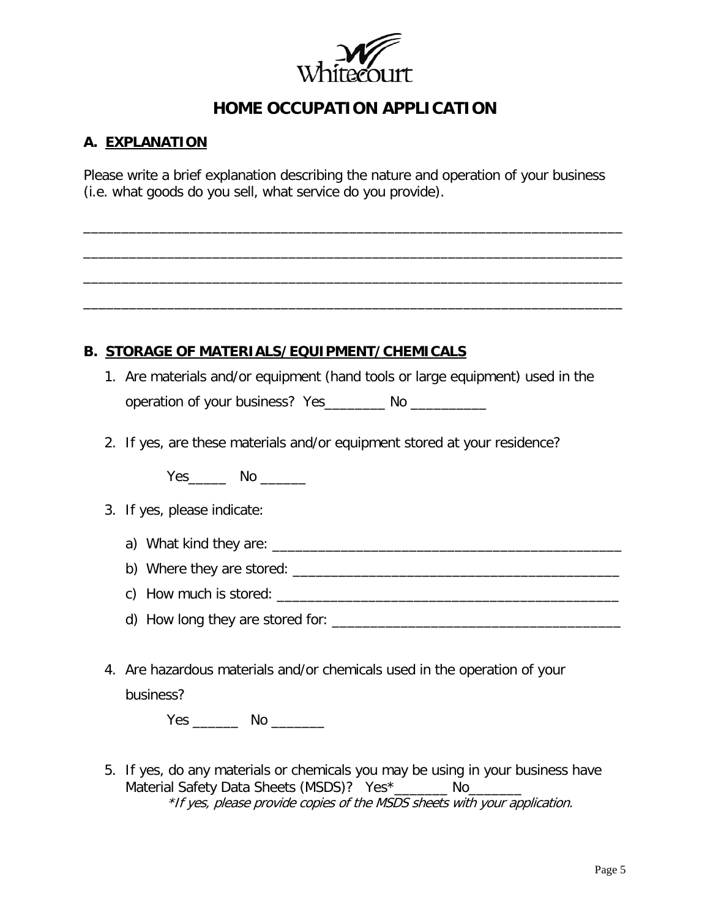Whitecourt

# HOME OCCUPATION APPLICATION

## A. EXPLANATION

Please write a brief explanation describing the nature and operation of your business (i.e. what goods do you sell, what service do you provide).

_______________________________________________________________________

_______________________________________________________________________

_______________________________________________________________________

_______________________________________________________________________

## B. STORAGE OF MATERIALS/EQUIPMENT/CHEMICALS

1. Are materials and/or equipment (hand tools or large equipment) used in the operation of your business? Yes________ No __________

2. If yes, are these materials and/or equipment stored at your residence?

   Yes_____ No ______

3. If yes, please indicate:

   a) What kind they are: _______________________________________________
   
   b) Where they are stored: ____________________________________________
   
   c) How much is stored: ______________________________________________
   
   d) How long they are stored for: ______________________________________

4. Are hazardous materials and/or chemicals used in the operation of your business?

   Yes ______ No _______

5. If yes, do any materials or chemicals you may be using in your business have Material Safety Data Sheets (MSDS)? Yes*_______ No_______
   
   *\*If yes, please provide copies of the MSDS sheets with your application.*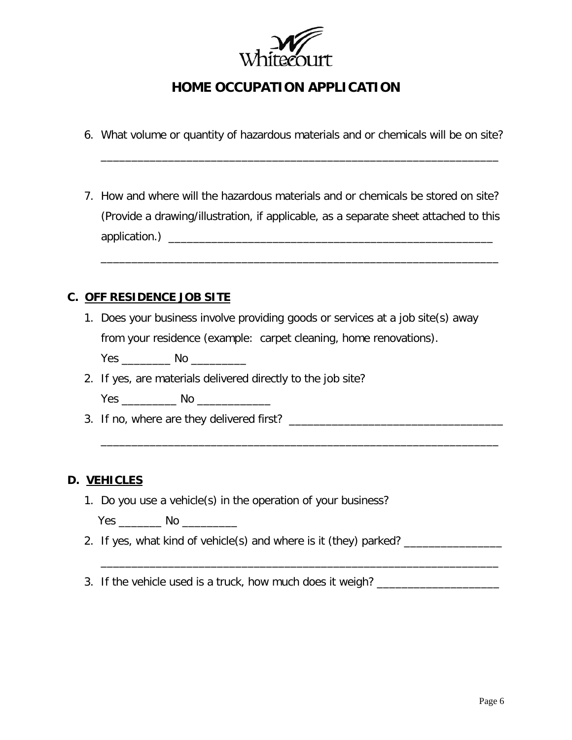Whitecourt

# HOME OCCUPATION APPLICATION

6. What volume or quantity of hazardous materials and or chemicals will be on site?

   _______________________________________________________________

7. How and where will the hazardous materials and or chemicals be stored on site? (Provide a drawing/illustration, if applicable, as a separate sheet attached to this application.) ___________________________________________________

   _______________________________________________________________

## C. OFF RESIDENCE JOB SITE

1. Does your business involve providing goods or services at a job site(s) away from your residence (example: carpet cleaning, home renovations).

   Yes ________ No _________

2. If yes, are materials delivered directly to the job site?

   Yes _________ No ____________

3. If no, where are they delivered first? ___________________________________

   _______________________________________________________________

## D. VEHICLES

1. Do you use a vehicle(s) in the operation of your business?

   Yes _______ No _________

2. If yes, what kind of vehicle(s) and where is it (they) parked? ________________

   _______________________________________________________________

3. If the vehicle used is a truck, how much does it weigh? ____________________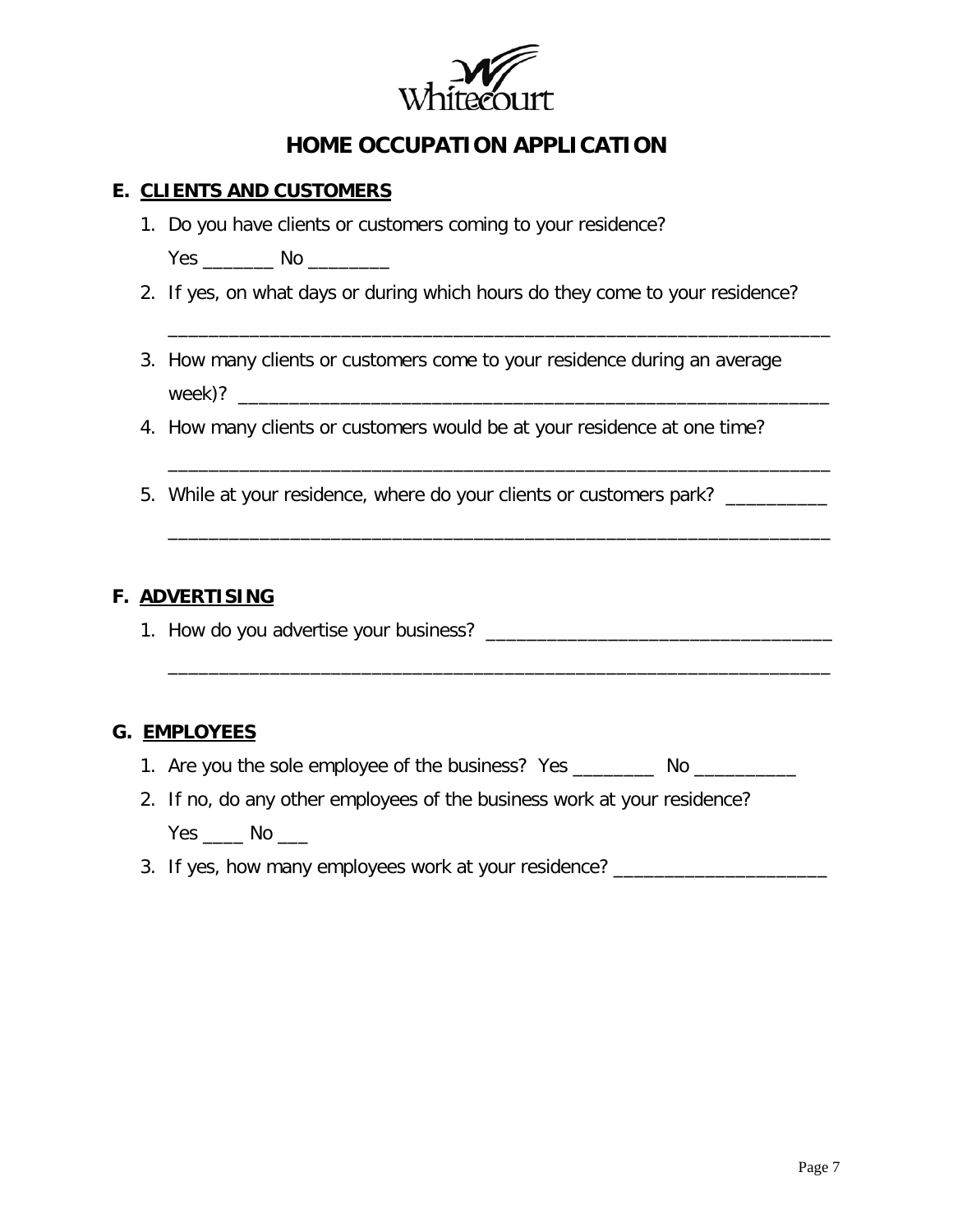Whitecourt

# HOME OCCUPATION APPLICATION

## E. CLIENTS AND CUSTOMERS

1. Do you have clients or customers coming to your residence?

   Yes _______ No ________

2. If yes, on what days or during which hours do they come to your residence?

   _________________________________________________________________

3. How many clients or customers come to your residence during an average week)? _____________________________________________________________

4. How many clients or customers would be at your residence at one time?

   _________________________________________________________________

5. While at your residence, where do your clients or customers park? __________

   _________________________________________________________________

## F. ADVERTISING

1. How do you advertise your business? __________________________________

   _________________________________________________________________

## G. EMPLOYEES

1. Are you the sole employee of the business? Yes ________ No __________

2. If no, do any other employees of the business work at your residence?

   Yes ____ No ___

3. If yes, how many employees work at your residence? _____________________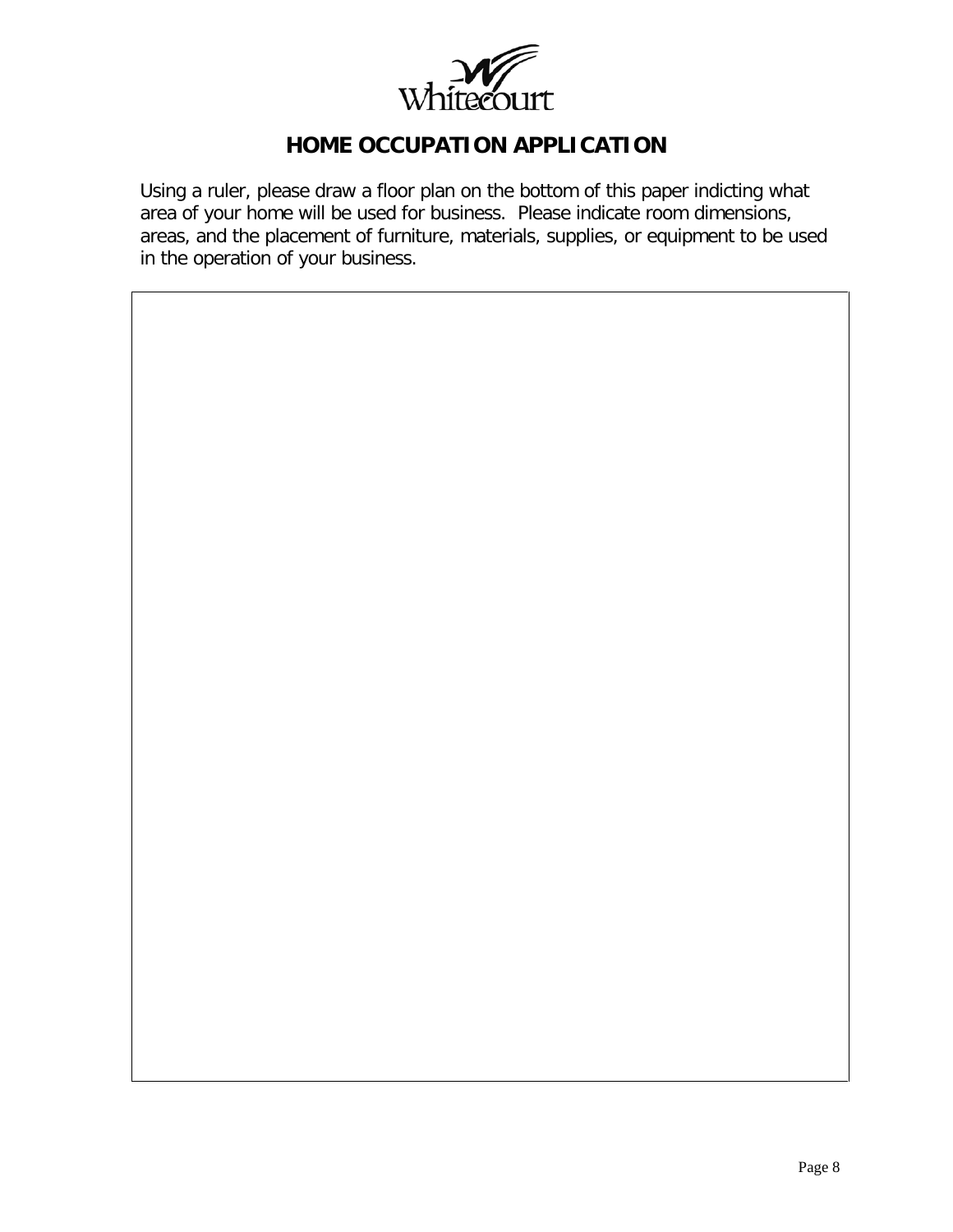# HOME OCCUPATION APPLICATION

Using a ruler, please draw a floor plan on the bottom of this paper indicting what area of your home will be used for business. Please indicate room dimensions, areas, and the placement of furniture, materials, supplies, or equipment to be used in the operation of your business.